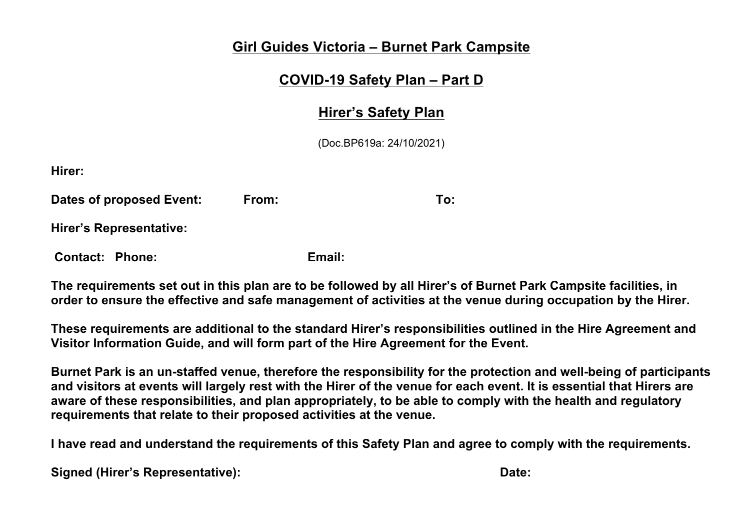# Girl Guides Victoria – Burnet Park Campsite

## COVID-19 Safety Plan – Part D

## Hirer's Safety Plan

(Doc.BP619a: 24/10/2021)

**Hirer:**

**Dates of proposed Event:** **From:** **To:**

**Hirer's Representative:**

**Contact: Phone:** **Email:**

**The requirements set out in this plan are to be followed by all Hirer's of Burnet Park Campsite facilities, in order to ensure the effective and safe management of activities at the venue during occupation by the Hirer.**

**These requirements are additional to the standard Hirer's responsibilities outlined in the Hire Agreement and Visitor Information Guide, and will form part of the Hire Agreement for the Event.**

**Burnet Park is an un-staffed venue, therefore the responsibility for the protection and well-being of participants and visitors at events will largely rest with the Hirer of the venue for each event. It is essential that Hirers are aware of these responsibilities, and plan appropriately, to be able to comply with the health and regulatory requirements that relate to their proposed activities at the venue.**

**I have read and understand the requirements of this Safety Plan and agree to comply with the requirements.**

**Signed (Hirer's Representative):** **Date:**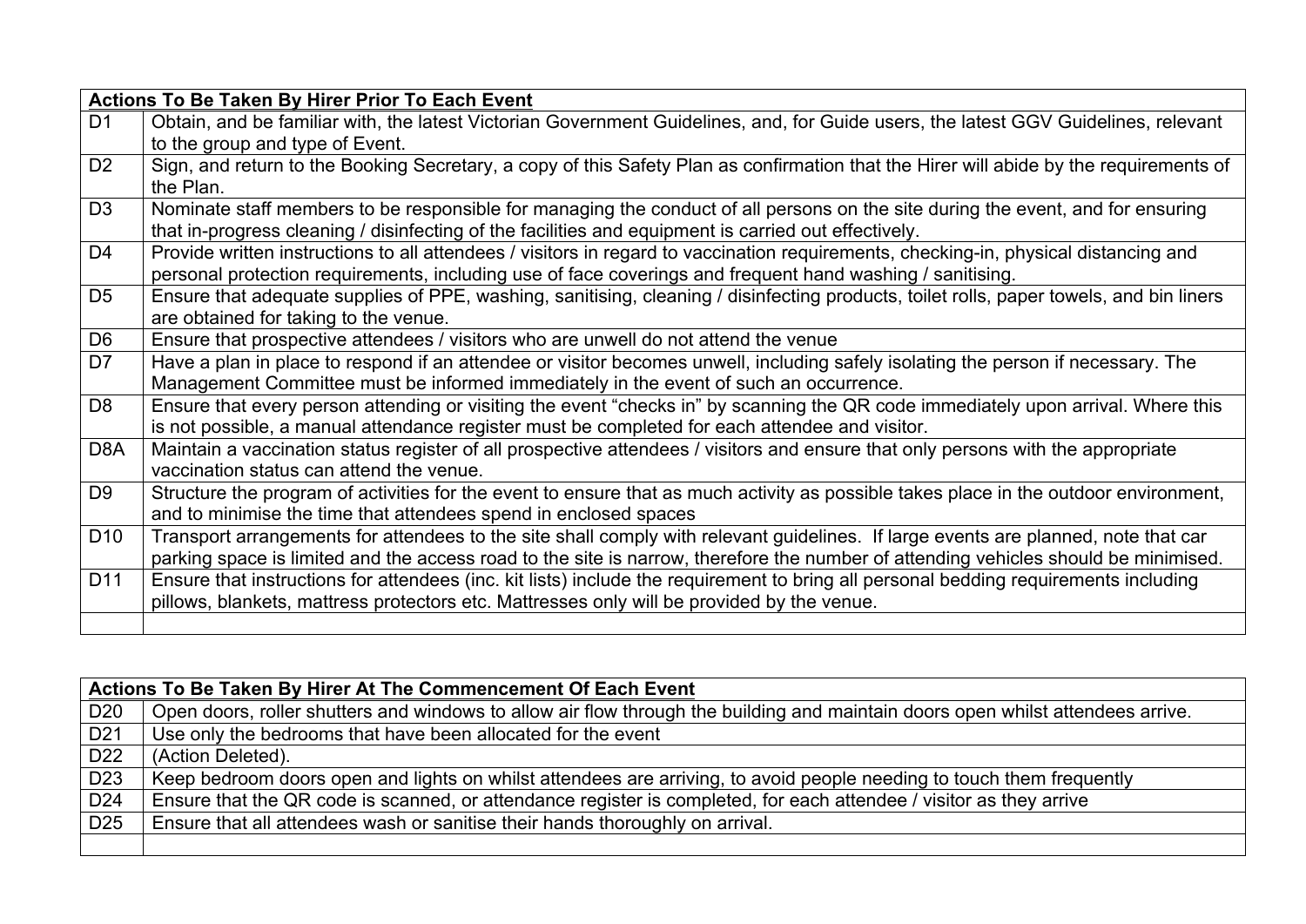| Actions To Be Taken By Hirer Prior To Each Event | |
|---|---|
| D1 | Obtain, and be familiar with, the latest Victorian Government Guidelines, and, for Guide users, the latest GGV Guidelines, relevant to the group and type of Event. |
| D2 | Sign, and return to the Booking Secretary, a copy of this Safety Plan as confirmation that the Hirer will abide by the requirements of the Plan. |
| D3 | Nominate staff members to be responsible for managing the conduct of all persons on the site during the event, and for ensuring that in-progress cleaning / disinfecting of the facilities and equipment is carried out effectively. |
| D4 | Provide written instructions to all attendees / visitors in regard to vaccination requirements, checking-in, physical distancing and personal protection requirements, including use of face coverings and frequent hand washing / sanitising. |
| D5 | Ensure that adequate supplies of PPE, washing, sanitising, cleaning / disinfecting products, toilet rolls, paper towels, and bin liners are obtained for taking to the venue. |
| D6 | Ensure that prospective attendees / visitors who are unwell do not attend the venue |
| D7 | Have a plan in place to respond if an attendee or visitor becomes unwell, including safely isolating the person if necessary. The Management Committee must be informed immediately in the event of such an occurrence. |
| D8 | Ensure that every person attending or visiting the event "checks in" by scanning the QR code immediately upon arrival. Where this is not possible, a manual attendance register must be completed for each attendee and visitor. |
| D8A | Maintain a vaccination status register of all prospective attendees / visitors and ensure that only persons with the appropriate vaccination status can attend the venue. |
| D9 | Structure the program of activities for the event to ensure that as much activity as possible takes place in the outdoor environment, and to minimise the time that attendees spend in enclosed spaces |
| D10 | Transport arrangements for attendees to the site shall comply with relevant guidelines. If large events are planned, note that car parking space is limited and the access road to the site is narrow, therefore the number of attending vehicles should be minimised. |
| D11 | Ensure that instructions for attendees (inc. kit lists) include the requirement to bring all personal bedding requirements including pillows, blankets, mattress protectors etc. Mattresses only will be provided by the venue. |
| | |

| Actions To Be Taken By Hirer At The Commencement Of Each Event | |
|---|---|
| D20 | Open doors, roller shutters and windows to allow air flow through the building and maintain doors open whilst attendees arrive. |
| D21 | Use only the bedrooms that have been allocated for the event |
| D22 | (Action Deleted). |
| D23 | Keep bedroom doors open and lights on whilst attendees are arriving, to avoid people needing to touch them frequently |
| D24 | Ensure that the QR code is scanned, or attendance register is completed, for each attendee / visitor as they arrive |
| D25 | Ensure that all attendees wash or sanitise their hands thoroughly on arrival. |
| | |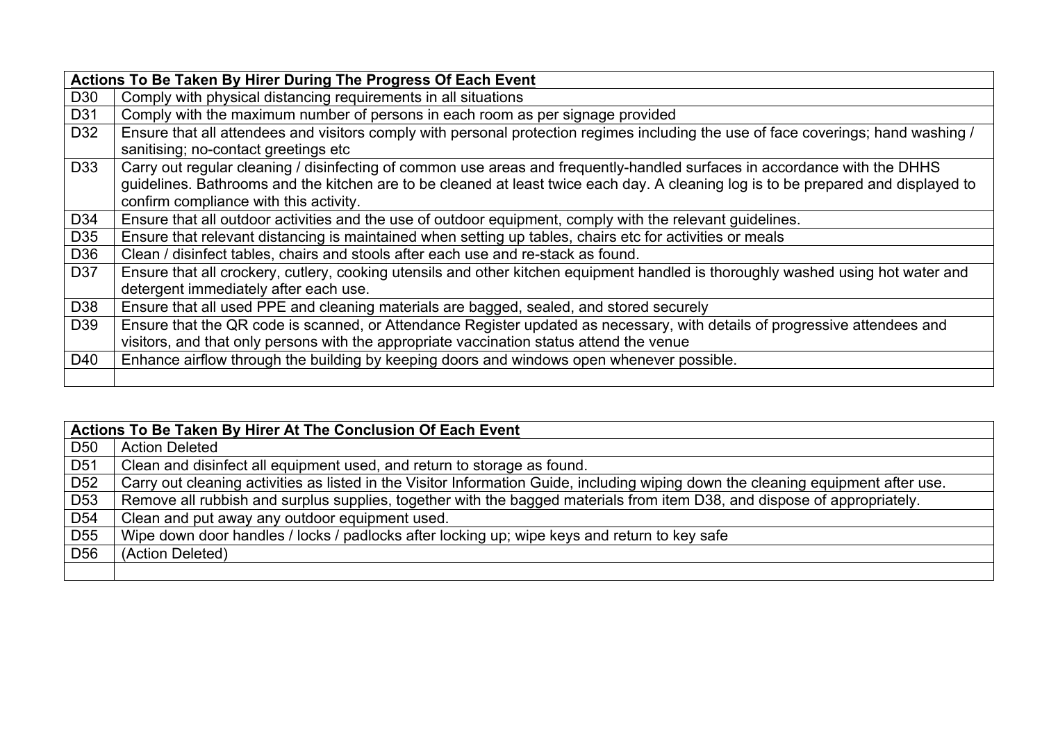| Actions To Be Taken By Hirer During The Progress Of Each Event | |
|---|---|
| D30 | Comply with physical distancing requirements in all situations |
| D31 | Comply with the maximum number of persons in each room as per signage provided |
| D32 | Ensure that all attendees and visitors comply with personal protection regimes including the use of face coverings; hand washing / sanitising; no-contact greetings etc |
| D33 | Carry out regular cleaning / disinfecting of common use areas and frequently-handled surfaces in accordance with the DHHS guidelines. Bathrooms and the kitchen are to be cleaned at least twice each day. A cleaning log is to be prepared and displayed to confirm compliance with this activity. |
| D34 | Ensure that all outdoor activities and the use of outdoor equipment, comply with the relevant guidelines. |
| D35 | Ensure that relevant distancing is maintained when setting up tables, chairs etc for activities or meals |
| D36 | Clean / disinfect tables, chairs and stools after each use and re-stack as found. |
| D37 | Ensure that all crockery, cutlery, cooking utensils and other kitchen equipment handled is thoroughly washed using hot water and detergent immediately after each use. |
| D38 | Ensure that all used PPE and cleaning materials are bagged, sealed, and stored securely |
| D39 | Ensure that the QR code is scanned, or Attendance Register updated as necessary, with details of progressive attendees and visitors, and that only persons with the appropriate vaccination status attend the venue |
| D40 | Enhance airflow through the building by keeping doors and windows open whenever possible. |
| | |

| Actions To Be Taken By Hirer At The Conclusion Of Each Event | |
|---|---|
| D50 | Action Deleted |
| D51 | Clean and disinfect all equipment used, and return to storage as found. |
| D52 | Carry out cleaning activities as listed in the Visitor Information Guide, including wiping down the cleaning equipment after use. |
| D53 | Remove all rubbish and surplus supplies, together with the bagged materials from item D38, and dispose of appropriately. |
| D54 | Clean and put away any outdoor equipment used. |
| D55 | Wipe down door handles / locks / padlocks after locking up; wipe keys and return to key safe |
| D56 | (Action Deleted) |
| | |